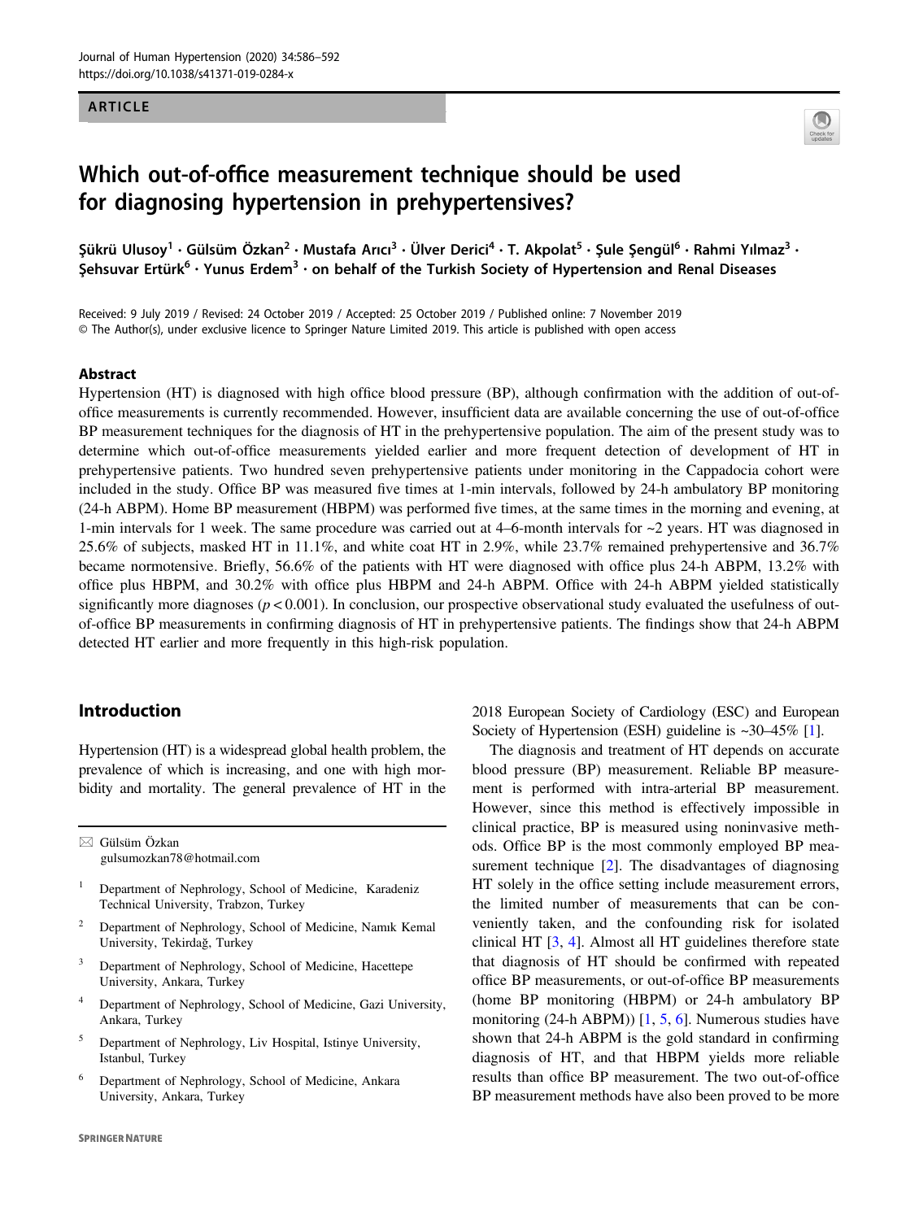ARTICLE

# Which out-of-office measurement technique should be used for diagnosing hypertension in prehypertensives?

Şükrü Ulusoy[1] · Gülsüm Özkan[2] · Mustafa Arıcı[3] · Ülver Derici[4] · T. Akpolat[5] · Şule Şengül[6] · Rahmi Yılmaz[3] · Şehsuvar Ertürk[6] · Yunus Erdem[3] · on behalf of the Turkish Society of Hypertension and Renal Diseases

Received: 9 July 2019 / Revised: 24 October 2019 / Accepted: 25 October 2019 / Published online: 7 November 2019
© The Author(s), under exclusive licence to Springer Nature Limited 2019. This article is published with open access

## Abstract

Hypertension (HT) is diagnosed with high office blood pressure (BP), although confirmation with the addition of out-of-office measurements is currently recommended. However, insufficient data are available concerning the use of out-of-office BP measurement techniques for the diagnosis of HT in the prehypertensive population. The aim of the present study was to determine which out-of-office measurements yielded earlier and more frequent detection of development of HT in prehypertensive patients. Two hundred seven prehypertensive patients under monitoring in the Cappadocia cohort were included in the study. Office BP was measured five times at 1-min intervals, followed by 24-h ambulatory BP monitoring (24-h ABPM). Home BP measurement (HBPM) was performed five times, at the same times in the morning and evening, at 1-min intervals for 1 week. The same procedure was carried out at 4–6-month intervals for ~2 years. HT was diagnosed in 25.6% of subjects, masked HT in 11.1%, and white coat HT in 2.9%, while 23.7% remained prehypertensive and 36.7% became normotensive. Briefly, 56.6% of the patients with HT were diagnosed with office plus 24-h ABPM, 13.2% with office plus HBPM, and 30.2% with office plus HBPM and 24-h ABPM. Office with 24-h ABPM yielded statistically significantly more diagnoses ($p < 0.001$). In conclusion, our prospective observational study evaluated the usefulness of out-of-office BP measurements in confirming diagnosis of HT in prehypertensive patients. The findings show that 24-h ABPM detected HT earlier and more frequently in this high-risk population.

## Introduction

Hypertension (HT) is a widespread global health problem, the prevalence of which is increasing, and one with high morbidity and mortality. The general prevalence of HT in the 2018 European Society of Cardiology (ESC) and European Society of Hypertension (ESH) guideline is ~30–45% [1].

The diagnosis and treatment of HT depends on accurate blood pressure (BP) measurement. Reliable BP measurement is performed with intra-arterial BP measurement. However, since this method is effectively impossible in clinical practice, BP is measured using noninvasive methods. Office BP is the most commonly employed BP measurement technique [2]. The disadvantages of diagnosing HT solely in the office setting include measurement errors, the limited number of measurements that can be conveniently taken, and the confounding risk for isolated clinical HT [3, 4]. Almost all HT guidelines therefore state that diagnosis of HT should be confirmed with repeated office BP measurements, or out-of-office BP measurements (home BP monitoring (HBPM) or 24-h ambulatory BP monitoring (24-h ABPM)) [1, 5, 6]. Numerous studies have shown that 24-h ABPM is the gold standard in confirming diagnosis of HT, and that HBPM yields more reliable results than office BP measurement. The two out-of-office BP measurement methods have also been proved to be more

✉ Gülsüm Özkan
gulsumozkan78@hotmail.com

1. Department of Nephrology, School of Medicine, Karadeniz Technical University, Trabzon, Turkey
2. Department of Nephrology, School of Medicine, Namık Kemal University, Tekirdağ, Turkey
3. Department of Nephrology, School of Medicine, Hacettepe University, Ankara, Turkey
4. Department of Nephrology, School of Medicine, Gazi University, Ankara, Turkey
5. Department of Nephrology, Liv Hospital, Istinye University, Istanbul, Turkey
6. Department of Nephrology, School of Medicine, Ankara University, Ankara, Turkey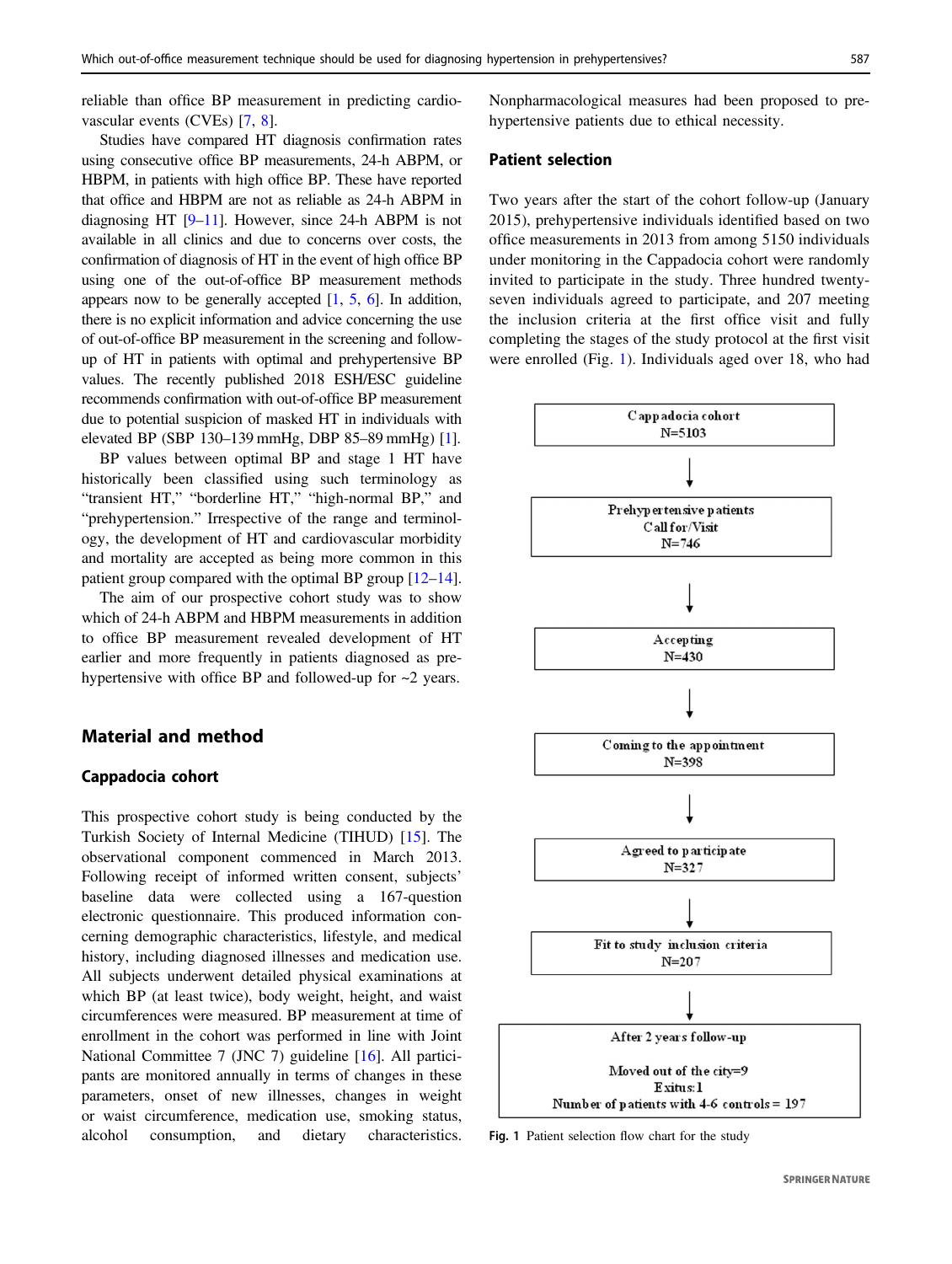reliable than office BP measurement in predicting cardiovascular events (CVEs) [7, 8].

Studies have compared HT diagnosis confirmation rates using consecutive office BP measurements, 24-h ABPM, or HBPM, in patients with high office BP. These have reported that office and HBPM are not as reliable as 24-h ABPM in diagnosing HT [9–11]. However, since 24-h ABPM is not available in all clinics and due to concerns over costs, the confirmation of diagnosis of HT in the event of high office BP using one of the out-of-office BP measurement methods appears now to be generally accepted [1, 5, 6]. In addition, there is no explicit information and advice concerning the use of out-of-office BP measurement in the screening and follow-up of HT in patients with optimal and prehypertensive BP values. The recently published 2018 ESH/ESC guideline recommends confirmation with out-of-office BP measurement due to potential suspicion of masked HT in individuals with elevated BP (SBP 130–139 mmHg, DBP 85–89 mmHg) [1].

BP values between optimal BP and stage 1 HT have historically been classified using such terminology as "transient HT," "borderline HT," "high-normal BP," and "prehypertension." Irrespective of the range and terminology, the development of HT and cardiovascular morbidity and mortality are accepted as being more common in this patient group compared with the optimal BP group [12–14].

The aim of our prospective cohort study was to show which of 24-h ABPM and HBPM measurements in addition to office BP measurement revealed development of HT earlier and more frequently in patients diagnosed as prehypertensive with office BP and followed-up for ~2 years.

## Material and method

### Cappadocia cohort

This prospective cohort study is being conducted by the Turkish Society of Internal Medicine (TIHUD) [15]. The observational component commenced in March 2013. Following receipt of informed written consent, subjects' baseline data were collected using a 167-question electronic questionnaire. This produced information concerning demographic characteristics, lifestyle, and medical history, including diagnosed illnesses and medication use. All subjects underwent detailed physical examinations at which BP (at least twice), body weight, height, and waist circumferences were measured. BP measurement at time of enrollment in the cohort was performed in line with Joint National Committee 7 (JNC 7) guideline [16]. All participants are monitored annually in terms of changes in these parameters, onset of new illnesses, changes in weight or waist circumference, medication use, smoking status, alcohol consumption, and dietary characteristics. Nonpharmacological measures had been proposed to prehypertensive patients due to ethical necessity.

### Patient selection

Two years after the start of the cohort follow-up (January 2015), prehypertensive individuals identified based on two office measurements in 2013 from among 5150 individuals under monitoring in the Cappadocia cohort were randomly invited to participate in the study. Three hundred twenty-seven individuals agreed to participate, and 207 meeting the inclusion criteria at the first office visit and fully completing the stages of the study protocol at the first visit were enrolled (Fig. 1). Individuals aged over 18, who had

Cappadocia cohort
N=5103

↓

Prehypertensive patients
Call for/Visit
N=746

↓

Accepting
N=430

↓

Coming to the appointment
N=398

↓

Agreed to participate
N=327

↓

Fit to study inclusion criteria
N=207

↓

After 2 years follow-up

Moved out of the city=9
Exitus:1
Number of patients with 4-6 controls = 197

**Fig. 1** Patient selection flow chart for the study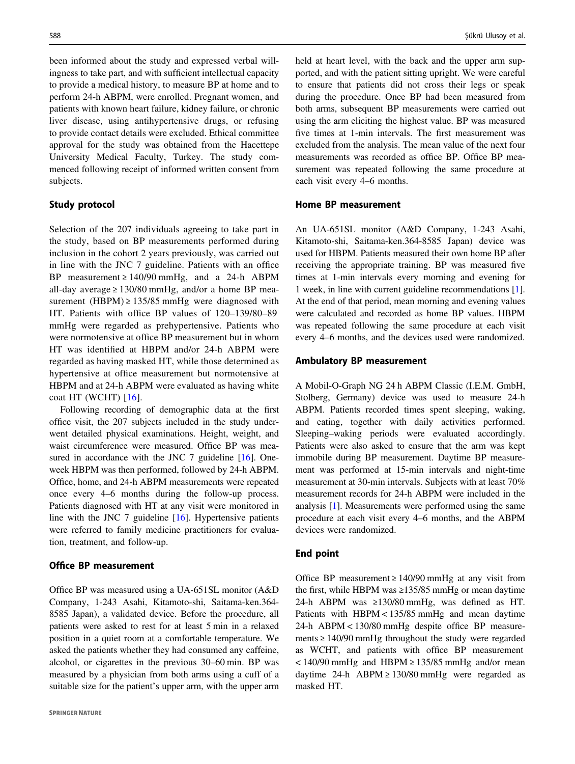been informed about the study and expressed verbal willingness to take part, and with sufficient intellectual capacity to provide a medical history, to measure BP at home and to perform 24-h ABPM, were enrolled. Pregnant women, and patients with known heart failure, kidney failure, or chronic liver disease, using antihypertensive drugs, or refusing to provide contact details were excluded. Ethical committee approval for the study was obtained from the Hacettepe University Medical Faculty, Turkey. The study commenced following receipt of informed written consent from subjects.

### Study protocol

Selection of the 207 individuals agreeing to take part in the study, based on BP measurements performed during inclusion in the cohort 2 years previously, was carried out in line with the JNC 7 guideline. Patients with an office BP measurement ≥ 140/90 mmHg, and a 24-h ABPM all-day average ≥ 130/80 mmHg, and/or a home BP measurement (HBPM) ≥ 135/85 mmHg were diagnosed with HT. Patients with office BP values of 120–139/80–89 mmHg were regarded as prehypertensive. Patients who were normotensive at office BP measurement but in whom HT was identified at HBPM and/or 24-h ABPM were regarded as having masked HT, while those determined as hypertensive at office measurement but normotensive at HBPM and at 24-h ABPM were evaluated as having white coat HT (WCHT) [16].

Following recording of demographic data at the first office visit, the 207 subjects included in the study underwent detailed physical examinations. Height, weight, and waist circumference were measured. Office BP was measured in accordance with the JNC 7 guideline [16]. One-week HBPM was then performed, followed by 24-h ABPM. Office, home, and 24-h ABPM measurements were repeated once every 4–6 months during the follow-up process. Patients diagnosed with HT at any visit were monitored in line with the JNC 7 guideline [16]. Hypertensive patients were referred to family medicine practitioners for evaluation, treatment, and follow-up.

### Office BP measurement

Office BP was measured using a UA-651SL monitor (A&D Company, 1-243 Asahi, Kitamoto-shi, Saitama-ken.364-8585 Japan), a validated device. Before the procedure, all patients were asked to rest for at least 5 min in a relaxed position in a quiet room at a comfortable temperature. We asked the patients whether they had consumed any caffeine, alcohol, or cigarettes in the previous 30–60 min. BP was measured by a physician from both arms using a cuff of a suitable size for the patient's upper arm, with the upper arm held at heart level, with the back and the upper arm supported, and with the patient sitting upright. We were careful to ensure that patients did not cross their legs or speak during the procedure. Once BP had been measured from both arms, subsequent BP measurements were carried out using the arm eliciting the highest value. BP was measured five times at 1-min intervals. The first measurement was excluded from the analysis. The mean value of the next four measurements was recorded as office BP. Office BP measurement was repeated following the same procedure at each visit every 4–6 months.

### Home BP measurement

An UA-651SL monitor (A&D Company, 1-243 Asahi, Kitamoto-shi, Saitama-ken.364-8585 Japan) device was used for HBPM. Patients measured their own home BP after receiving the appropriate training. BP was measured five times at 1-min intervals every morning and evening for 1 week, in line with current guideline recommendations [1]. At the end of that period, mean morning and evening values were calculated and recorded as home BP values. HBPM was repeated following the same procedure at each visit every 4–6 months, and the devices used were randomized.

### Ambulatory BP measurement

A Mobil-O-Graph NG 24 h ABPM Classic (I.E.M. GmbH, Stolberg, Germany) device was used to measure 24-h ABPM. Patients recorded times spent sleeping, waking, and eating, together with daily activities performed. Sleeping–waking periods were evaluated accordingly. Patients were also asked to ensure that the arm was kept immobile during BP measurement. Daytime BP measurement was performed at 15-min intervals and night-time measurement at 30-min intervals. Subjects with at least 70% measurement records for 24-h ABPM were included in the analysis [1]. Measurements were performed using the same procedure at each visit every 4–6 months, and the ABPM devices were randomized.

### End point

Office BP measurement ≥ 140/90 mmHg at any visit from the first, while HBPM was ≥135/85 mmHg or mean daytime 24-h ABPM was ≥130/80 mmHg, was defined as HT. Patients with HBPM < 135/85 mmHg and mean daytime 24-h ABPM < 130/80 mmHg despite office BP measurements ≥ 140/90 mmHg throughout the study were regarded as WCHT, and patients with office BP measurement < 140/90 mmHg and HBPM ≥ 135/85 mmHg and/or mean daytime 24-h ABPM ≥ 130/80 mmHg were regarded as masked HT.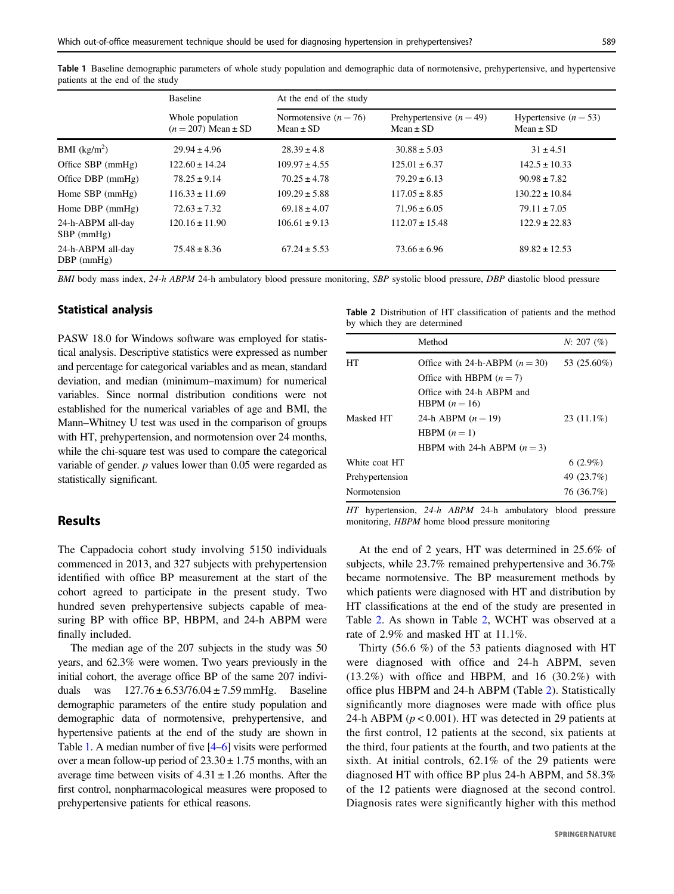**Table 1** Baseline demographic parameters of whole study population and demographic data of normotensive, prehypertensive, and hypertensive patients at the end of the study

| | Baseline | At the end of the study | | |
|---|---|---|---|---|
| | Whole population ($n = 207$) Mean ± SD | Normotensive ($n = 76$) Mean ± SD | Prehypertensive ($n = 49$) Mean ± SD | Hypertensive ($n = 53$) Mean ± SD |
| BMI (kg/m$^2$) | 29.94 ± 4.96 | 28.39 ± 4.8 | 30.88 ± 5.03 | 31 ± 4.51 |
| Office SBP (mmHg) | 122.60 ± 14.24 | 109.97 ± 4.55 | 125.01 ± 6.37 | 142.5 ± 10.33 |
| Office DBP (mmHg) | 78.25 ± 9.14 | 70.25 ± 4.78 | 79.29 ± 6.13 | 90.98 ± 7.82 |
| Home SBP (mmHg) | 116.33 ± 11.69 | 109.29 ± 5.88 | 117.05 ± 8.85 | 130.22 ± 10.84 |
| Home DBP (mmHg) | 72.63 ± 7.32 | 69.18 ± 4.07 | 71.96 ± 6.05 | 79.11 ± 7.05 |
| 24-h-ABPM all-day SBP (mmHg) | 120.16 ± 11.90 | 106.61 ± 9.13 | 112.07 ± 15.48 | 122.9 ± 22.83 |
| 24-h-ABPM all-day DBP (mmHg) | 75.48 ± 8.36 | 67.24 ± 5.53 | 73.66 ± 6.96 | 89.82 ± 12.53 |

*BMI* body mass index, *24-h ABPM* 24-h ambulatory blood pressure monitoring, *SBP* systolic blood pressure, *DBP* diastolic blood pressure

## Statistical analysis

PASW 18.0 for Windows software was employed for statistical analysis. Descriptive statistics were expressed as number and percentage for categorical variables and as mean, standard deviation, and median (minimum–maximum) for numerical variables. Since normal distribution conditions were not established for the numerical variables of age and BMI, the Mann–Whitney U test was used in the comparison of groups with HT, prehypertension, and normotension over 24 months, while the chi-square test was used to compare the categorical variable of gender. $p$ values lower than 0.05 were regarded as statistically significant.

# Results

The Cappadocia cohort study involving 5150 individuals commenced in 2013, and 327 subjects with prehypertension identified with office BP measurement at the start of the cohort agreed to participate in the present study. Two hundred seven prehypertensive subjects capable of measuring BP with office BP, HBPM, and 24-h ABPM were finally included.

The median age of the 207 subjects in the study was 50 years, and 62.3% were women. Two years previously in the initial cohort, the average office BP of the same 207 individuals was 127.76 ± 6.53/76.04 ± 7.59 mmHg. Baseline demographic parameters of the entire study population and demographic data of normotensive, prehypertensive, and hypertensive patients at the end of the study are shown in Table 1. A median number of five [4–6] visits were performed over a mean follow-up period of 23.30 ± 1.75 months, with an average time between visits of 4.31 ± 1.26 months. After the first control, nonpharmacological measures were proposed to prehypertensive patients for ethical reasons.

**Table 2** Distribution of HT classification of patients and the method by which they are determined

| | Method | *N*: 207 (%) |
|---|---|---|
| HT | Office with 24-h-ABPM ($n = 30$) | 53 (25.60%) |
| | Office with HBPM ($n = 7$) | |
| | Office with 24-h ABPM and HBPM ($n = 16$) | |
| Masked HT | 24-h ABPM ($n = 19$) | 23 (11.1%) |
| | HBPM ($n = 1$) | |
| | HBPM with 24-h ABPM ($n = 3$) | |
| White coat HT | | 6 (2.9%) |
| Prehypertension | | 49 (23.7%) |
| Normotension | | 76 (36.7%) |

*HT* hypertension, *24-h ABPM* 24-h ambulatory blood pressure monitoring, *HBPM* home blood pressure monitoring

At the end of 2 years, HT was determined in 25.6% of subjects, while 23.7% remained prehypertensive and 36.7% became normotensive. The BP measurement methods by which patients were diagnosed with HT and distribution by HT classifications at the end of the study are presented in Table 2. As shown in Table 2, WCHT was observed at a rate of 2.9% and masked HT at 11.1%.

Thirty (56.6 %) of the 53 patients diagnosed with HT were diagnosed with office and 24-h ABPM, seven (13.2%) with office and HBPM, and 16 (30.2%) with office plus HBPM and 24-h ABPM (Table 2). Statistically significantly more diagnoses were made with office plus 24-h ABPM ($p < 0.001$). HT was detected in 29 patients at the first control, 12 patients at the second, six patients at the third, four patients at the fourth, and two patients at the sixth. At initial controls, 62.1% of the 29 patients were diagnosed HT with office BP plus 24-h ABPM, and 58.3% of the 12 patients were diagnosed at the second control. Diagnosis rates were significantly higher with this method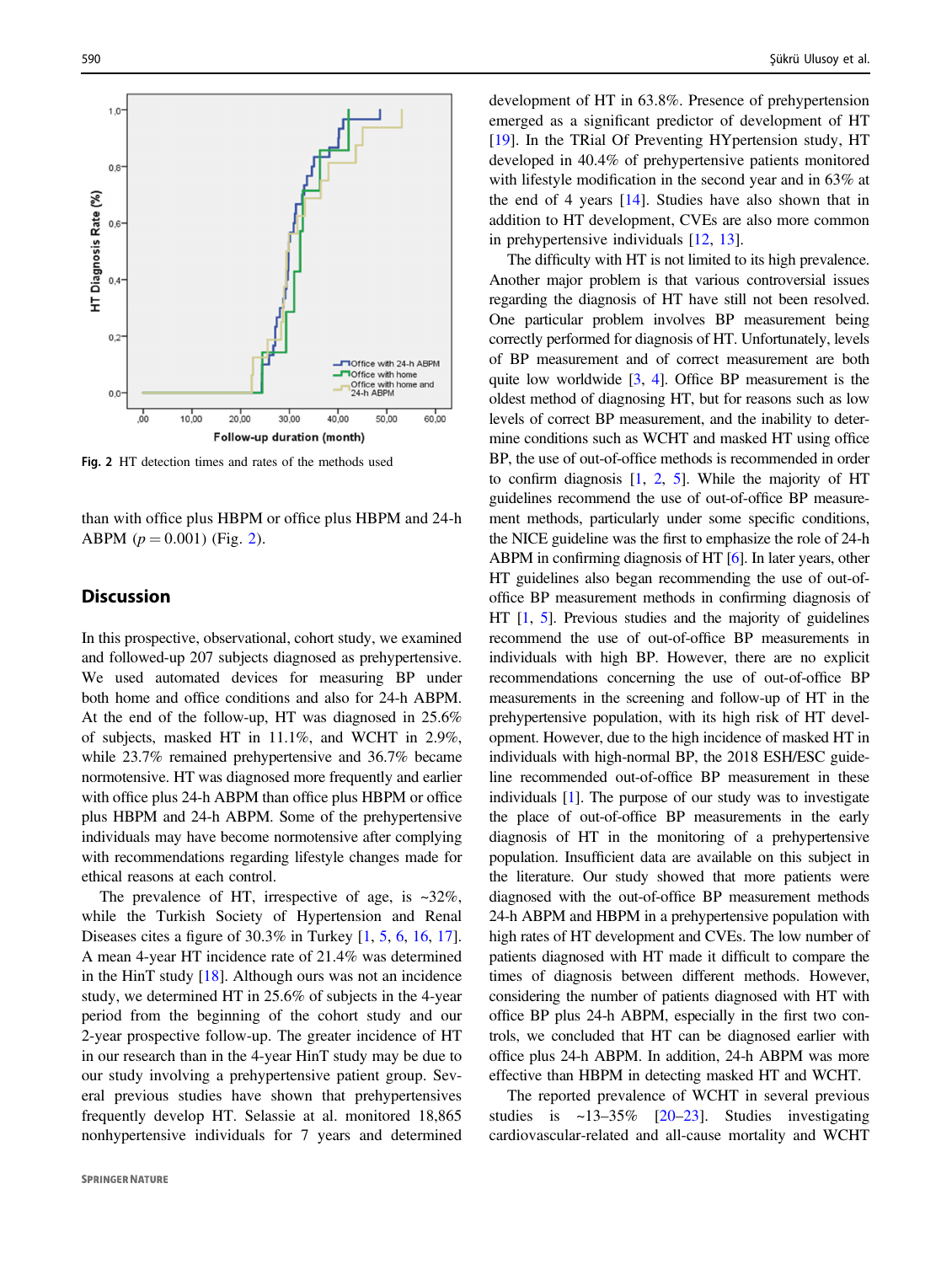Fig. 2 HT detection times and rates of the methods used

than with office plus HBPM or office plus HBPM and 24-h ABPM ($p = 0.001$) (Fig. 2).

## Discussion

In this prospective, observational, cohort study, we examined and followed-up 207 subjects diagnosed as prehypertensive. We used automated devices for measuring BP under both home and office conditions and also for 24-h ABPM. At the end of the follow-up, HT was diagnosed in 25.6% of subjects, masked HT in 11.1%, and WCHT in 2.9%, while 23.7% remained prehypertensive and 36.7% became normotensive. HT was diagnosed more frequently and earlier with office plus 24-h ABPM than office plus HBPM or office plus HBPM and 24-h ABPM. Some of the prehypertensive individuals may have become normotensive after complying with recommendations regarding lifestyle changes made for ethical reasons at each control.

The prevalence of HT, irrespective of age, is ~32%, while the Turkish Society of Hypertension and Renal Diseases cites a figure of 30.3% in Turkey [1, 5, 6, 16, 17]. A mean 4-year HT incidence rate of 21.4% was determined in the HinT study [18]. Although ours was not an incidence study, we determined HT in 25.6% of subjects in the 4-year period from the beginning of the cohort study and our 2-year prospective follow-up. The greater incidence of HT in our research than in the 4-year HinT study may be due to our study involving a prehypertensive patient group. Several previous studies have shown that prehypertensives frequently develop HT. Selassie at al. monitored 18,865 nonhypertensive individuals for 7 years and determined development of HT in 63.8%. Presence of prehypertension emerged as a significant predictor of development of HT [19]. In the TRial Of Preventing HYpertension study, HT developed in 40.4% of prehypertensive patients monitored with lifestyle modification in the second year and in 63% at the end of 4 years [14]. Studies have also shown that in addition to HT development, CVEs are also more common in prehypertensive individuals [12, 13].

The difficulty with HT is not limited to its high prevalence. Another major problem is that various controversial issues regarding the diagnosis of HT have still not been resolved. One particular problem involves BP measurement being correctly performed for diagnosis of HT. Unfortunately, levels of BP measurement and of correct measurement are both quite low worldwide [3, 4]. Office BP measurement is the oldest method of diagnosing HT, but for reasons such as low levels of correct BP measurement, and the inability to determine conditions such as WCHT and masked HT using office BP, the use of out-of-office methods is recommended in order to confirm diagnosis [1, 2, 5]. While the majority of HT guidelines recommend the use of out-of-office BP measurement methods, particularly under some specific conditions, the NICE guideline was the first to emphasize the role of 24-h ABPM in confirming diagnosis of HT [6]. In later years, other HT guidelines also began recommending the use of out-of-office BP measurement methods in confirming diagnosis of HT [1, 5]. Previous studies and the majority of guidelines recommend the use of out-of-office BP measurements in individuals with high BP. However, there are no explicit recommendations concerning the use of out-of-office BP measurements in the screening and follow-up of HT in the prehypertensive population, with its high risk of HT development. However, due to the high incidence of masked HT in individuals with high-normal BP, the 2018 ESH/ESC guideline recommended out-of-office BP measurement in these individuals [1]. The purpose of our study was to investigate the place of out-of-office BP measurements in the early diagnosis of HT in the monitoring of a prehypertensive population. Insufficient data are available on this subject in the literature. Our study showed that more patients were diagnosed with the out-of-office BP measurement methods 24-h ABPM and HBPM in a prehypertensive population with high rates of HT development and CVEs. The low number of patients diagnosed with HT made it difficult to compare the times of diagnosis between different methods. However, considering the number of patients diagnosed with HT with office BP plus 24-h ABPM, especially in the first two controls, we concluded that HT can be diagnosed earlier with office plus 24-h ABPM. In addition, 24-h ABPM was more effective than HBPM in detecting masked HT and WCHT.

The reported prevalence of WCHT in several previous studies is ~13–35% [20–23]. Studies investigating cardiovascular-related and all-cause mortality and WCHT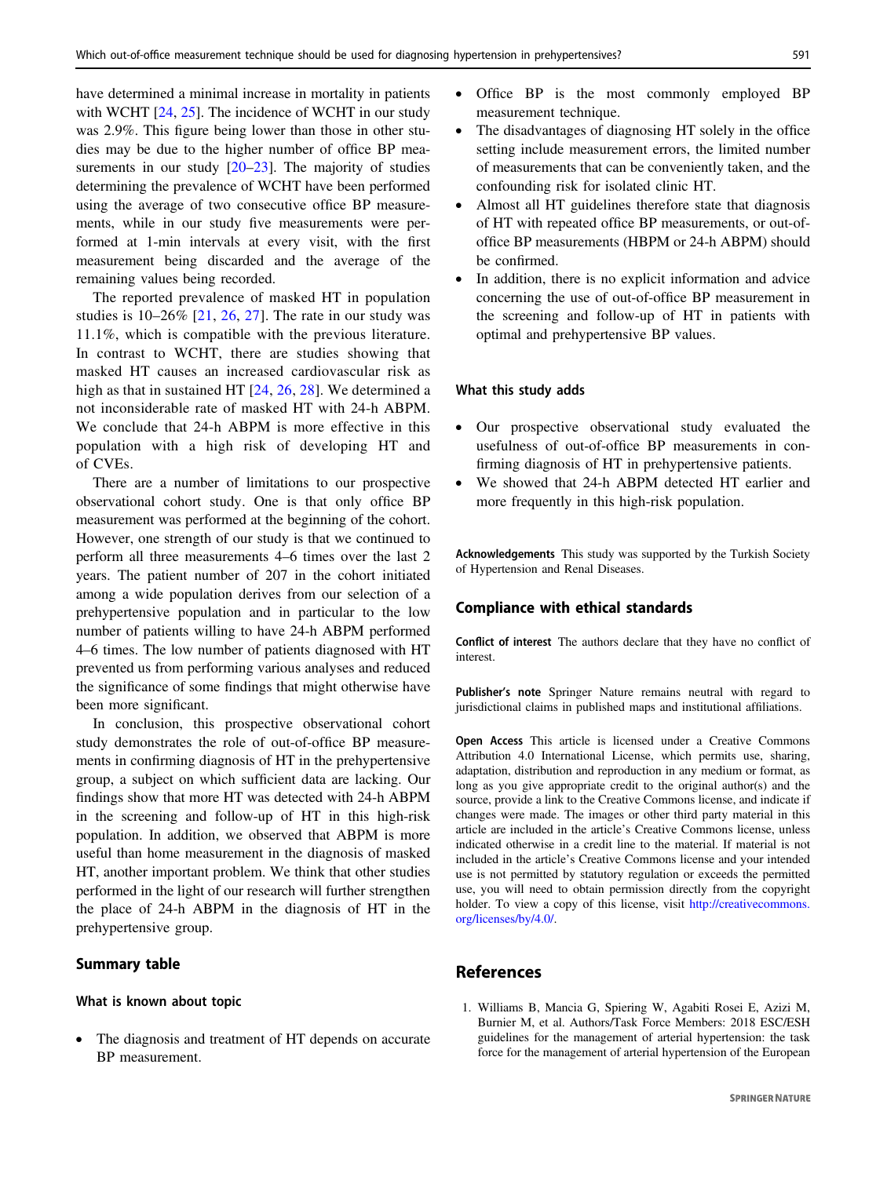have determined a minimal increase in mortality in patients with WCHT [24, 25]. The incidence of WCHT in our study was 2.9%. This figure being lower than those in other studies may be due to the higher number of office BP measurements in our study [20–23]. The majority of studies determining the prevalence of WCHT have been performed using the average of two consecutive office BP measurements, while in our study five measurements were performed at 1-min intervals at every visit, with the first measurement being discarded and the average of the remaining values being recorded.

The reported prevalence of masked HT in population studies is 10–26% [21, 26, 27]. The rate in our study was 11.1%, which is compatible with the previous literature. In contrast to WCHT, there are studies showing that masked HT causes an increased cardiovascular risk as high as that in sustained HT [24, 26, 28]. We determined a not inconsiderable rate of masked HT with 24-h ABPM. We conclude that 24-h ABPM is more effective in this population with a high risk of developing HT and of CVEs.

There are a number of limitations to our prospective observational cohort study. One is that only office BP measurement was performed at the beginning of the cohort. However, one strength of our study is that we continued to perform all three measurements 4–6 times over the last 2 years. The patient number of 207 in the cohort initiated among a wide population derives from our selection of a prehypertensive population and in particular to the low number of patients willing to have 24-h ABPM performed 4–6 times. The low number of patients diagnosed with HT prevented us from performing various analyses and reduced the significance of some findings that might otherwise have been more significant.

In conclusion, this prospective observational cohort study demonstrates the role of out-of-office BP measurements in confirming diagnosis of HT in the prehypertensive group, a subject on which sufficient data are lacking. Our findings show that more HT was detected with 24-h ABPM in the screening and follow-up of HT in this high-risk population. In addition, we observed that ABPM is more useful than home measurement in the diagnosis of masked HT, another important problem. We think that other studies performed in the light of our research will further strengthen the place of 24-h ABPM in the diagnosis of HT in the prehypertensive group.

## Summary table

### What is known about topic

- The diagnosis and treatment of HT depends on accurate BP measurement.
- Office BP is the most commonly employed BP measurement technique.
- The disadvantages of diagnosing HT solely in the office setting include measurement errors, the limited number of measurements that can be conveniently taken, and the confounding risk for isolated clinic HT.
- Almost all HT guidelines therefore state that diagnosis of HT with repeated office BP measurements, or out-of-office BP measurements (HBPM or 24-h ABPM) should be confirmed.
- In addition, there is no explicit information and advice concerning the use of out-of-office BP measurement in the screening and follow-up of HT in patients with optimal and prehypertensive BP values.

### What this study adds

- Our prospective observational study evaluated the usefulness of out-of-office BP measurements in confirming diagnosis of HT in prehypertensive patients.
- We showed that 24-h ABPM detected HT earlier and more frequently in this high-risk population.

**Acknowledgements** This study was supported by the Turkish Society of Hypertension and Renal Diseases.

## Compliance with ethical standards

**Conflict of interest** The authors declare that they have no conflict of interest.

**Publisher's note** Springer Nature remains neutral with regard to jurisdictional claims in published maps and institutional affiliations.

**Open Access** This article is licensed under a Creative Commons Attribution 4.0 International License, which permits use, sharing, adaptation, distribution and reproduction in any medium or format, as long as you give appropriate credit to the original author(s) and the source, provide a link to the Creative Commons license, and indicate if changes were made. The images or other third party material in this article are included in the article's Creative Commons license, unless indicated otherwise in a credit line to the material. If material is not included in the article's Creative Commons license and your intended use is not permitted by statutory regulation or exceeds the permitted use, you will need to obtain permission directly from the copyright holder. To view a copy of this license, visit http://creativecommons.org/licenses/by/4.0/.

## References

1. Williams B, Mancia G, Spiering W, Agabiti Rosei E, Azizi M, Burnier M, et al. Authors/Task Force Members: 2018 ESC/ESH guidelines for the management of arterial hypertension: the task force for the management of arterial hypertension of the European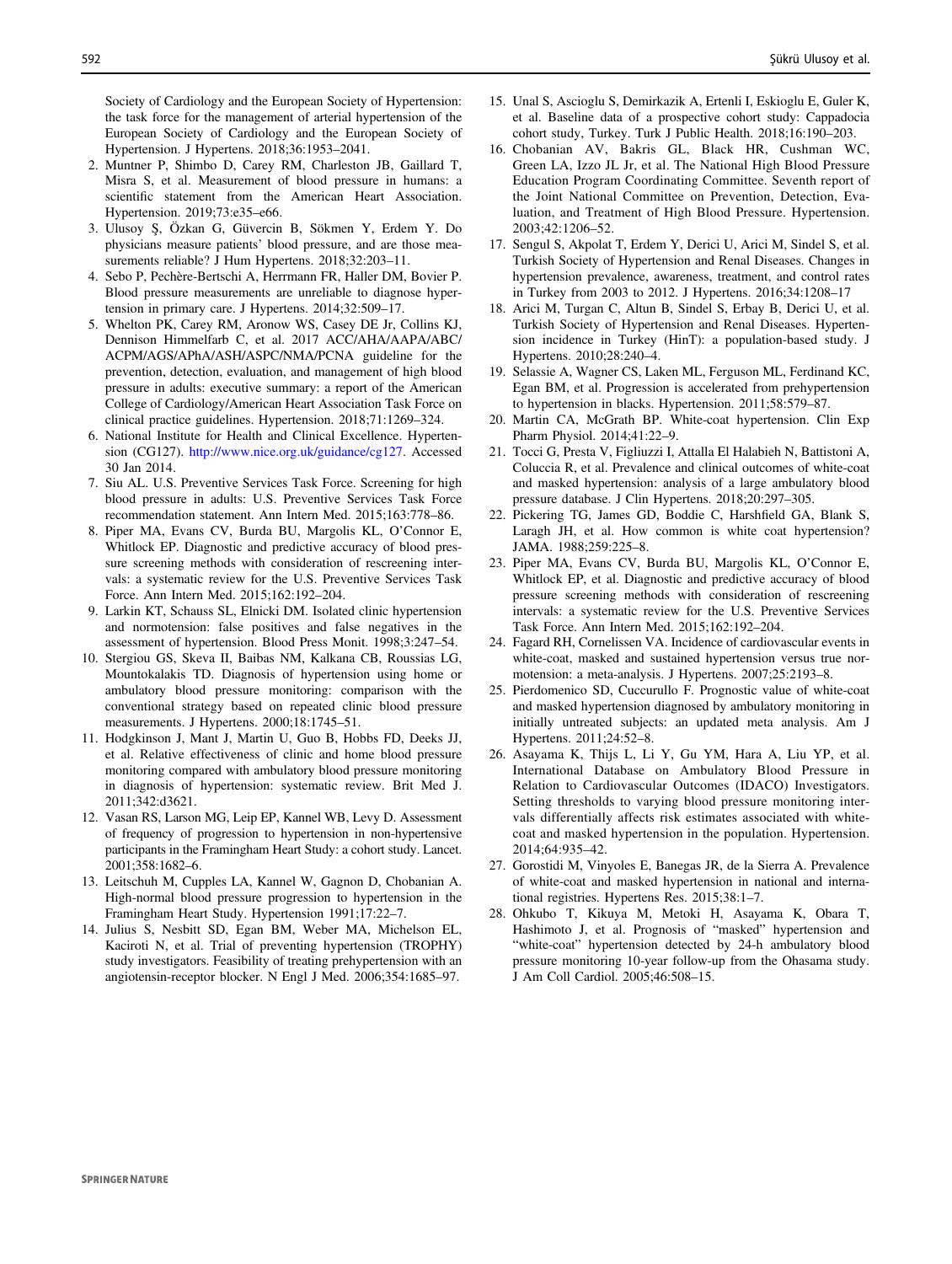Society of Cardiology and the European Society of Hypertension: the task force for the management of arterial hypertension of the European Society of Cardiology and the European Society of Hypertension. J Hypertens. 2018;36:1953–2041.

2. Muntner P, Shimbo D, Carey RM, Charleston JB, Gaillard T, Misra S, et al. Measurement of blood pressure in humans: a scientific statement from the American Heart Association. Hypertension. 2019;73:e35–e66.
3. Ulusoy Ş, Özkan G, Güvercin B, Sökmen Y, Erdem Y. Do physicians measure patients' blood pressure, and are those measurements reliable? J Hum Hypertens. 2018;32:203–11.
4. Sebo P, Pechère-Bertschi A, Herrmann FR, Haller DM, Bovier P. Blood pressure measurements are unreliable to diagnose hypertension in primary care. J Hypertens. 2014;32:509–17.
5. Whelton PK, Carey RM, Aronow WS, Casey DE Jr, Collins KJ, Dennison Himmelfarb C, et al. 2017 ACC/AHA/AAPA/ABC/ACPM/AGS/APhA/ASH/ASPC/NMA/PCNA guideline for the prevention, detection, evaluation, and management of high blood pressure in adults: executive summary: a report of the American College of Cardiology/American Heart Association Task Force on clinical practice guidelines. Hypertension. 2018;71:1269–324.
6. National Institute for Health and Clinical Excellence. Hypertension (CG127). http://www.nice.org.uk/guidance/cg127. Accessed 30 Jan 2014.
7. Siu AL. U.S. Preventive Services Task Force. Screening for high blood pressure in adults: U.S. Preventive Services Task Force recommendation statement. Ann Intern Med. 2015;163:778–86.
8. Piper MA, Evans CV, Burda BU, Margolis KL, O'Connor E, Whitlock EP. Diagnostic and predictive accuracy of blood pressure screening methods with consideration of rescreening intervals: a systematic review for the U.S. Preventive Services Task Force. Ann Intern Med. 2015;162:192–204.
9. Larkin KT, Schauss SL, Elnicki DM. Isolated clinic hypertension and normotension: false positives and false negatives in the assessment of hypertension. Blood Press Monit. 1998;3:247–54.
10. Stergiou GS, Skeva II, Baibas NM, Kalkana CB, Roussias LG, Mountokalakis TD. Diagnosis of hypertension using home or ambulatory blood pressure monitoring: comparison with the conventional strategy based on repeated clinic blood pressure measurements. J Hypertens. 2000;18:1745–51.
11. Hodgkinson J, Mant J, Martin U, Guo B, Hobbs FD, Deeks JJ, et al. Relative effectiveness of clinic and home blood pressure monitoring compared with ambulatory blood pressure monitoring in diagnosis of hypertension: systematic review. Brit Med J. 2011;342:d3621.
12. Vasan RS, Larson MG, Leip EP, Kannel WB, Levy D. Assessment of frequency of progression to hypertension in non-hypertensive participants in the Framingham Heart Study: a cohort study. Lancet. 2001;358:1682–6.
13. Leitschuh M, Cupples LA, Kannel W, Gagnon D, Chobanian A. High-normal blood pressure progression to hypertension in the Framingham Heart Study. Hypertension 1991;17:22–7.
14. Julius S, Nesbitt SD, Egan BM, Weber MA, Michelson EL, Kaciroti N, et al. Trial of preventing hypertension (TROPHY) study investigators. Feasibility of treating prehypertension with an angiotensin-receptor blocker. N Engl J Med. 2006;354:1685–97.
15. Unal S, Ascioglu S, Demirkazik A, Ertenli I, Eskioglu E, Guler K, et al. Baseline data of a prospective cohort study: Cappadocia cohort study, Turkey. Turk J Public Health. 2018;16:190–203.
16. Chobanian AV, Bakris GL, Black HR, Cushman WC, Green LA, Izzo JL Jr, et al. The National High Blood Pressure Education Program Coordinating Committee. Seventh report of the Joint National Committee on Prevention, Detection, Evaluation, and Treatment of High Blood Pressure. Hypertension. 2003;42:1206–52.
17. Sengul S, Akpolat T, Erdem Y, Derici U, Arici M, Sindel S, et al. Turkish Society of Hypertension and Renal Diseases. Changes in hypertension prevalence, awareness, treatment, and control rates in Turkey from 2003 to 2012. J Hypertens. 2016;34:1208–17
18. Arici M, Turgan C, Altun B, Sindel S, Erbay B, Derici U, et al. Turkish Society of Hypertension and Renal Diseases. Hypertension incidence in Turkey (HinT): a population-based study. J Hypertens. 2010;28:240–4.
19. Selassie A, Wagner CS, Laken ML, Ferguson ML, Ferdinand KC, Egan BM, et al. Progression is accelerated from prehypertension to hypertension in blacks. Hypertension. 2011;58:579–87.
20. Martin CA, McGrath BP. White-coat hypertension. Clin Exp Pharm Physiol. 2014;41:22–9.
21. Tocci G, Presta V, Figliuzzi I, Attalla El Halabieh N, Battistoni A, Coluccia R, et al. Prevalence and clinical outcomes of white-coat and masked hypertension: analysis of a large ambulatory blood pressure database. J Clin Hypertens. 2018;20:297–305.
22. Pickering TG, James GD, Boddie C, Harshfield GA, Blank S, Laragh JH, et al. How common is white coat hypertension? JAMA. 1988;259:225–8.
23. Piper MA, Evans CV, Burda BU, Margolis KL, O'Connor E, Whitlock EP, et al. Diagnostic and predictive accuracy of blood pressure screening methods with consideration of rescreening intervals: a systematic review for the U.S. Preventive Services Task Force. Ann Intern Med. 2015;162:192–204.
24. Fagard RH, Cornelissen VA. Incidence of cardiovascular events in white-coat, masked and sustained hypertension versus true normotension: a meta-analysis. J Hypertens. 2007;25:2193–8.
25. Pierdomenico SD, Cuccurullo F. Prognostic value of white-coat and masked hypertension diagnosed by ambulatory monitoring in initially untreated subjects: an updated meta analysis. Am J Hypertens. 2011;24:52–8.
26. Asayama K, Thijs L, Li Y, Gu YM, Hara A, Liu YP, et al. International Database on Ambulatory Blood Pressure in Relation to Cardiovascular Outcomes (IDACO) Investigators. Setting thresholds to varying blood pressure monitoring intervals differentially affects risk estimates associated with white-coat and masked hypertension in the population. Hypertension. 2014;64:935–42.
27. Gorostidi M, Vinyoles E, Banegas JR, de la Sierra A. Prevalence of white-coat and masked hypertension in national and international registries. Hypertens Res. 2015;38:1–7.
28. Ohkubo T, Kikuya M, Metoki H, Asayama K, Obara T, Hashimoto J, et al. Prognosis of "masked" hypertension and "white-coat" hypertension detected by 24-h ambulatory blood pressure monitoring 10-year follow-up from the Ohasama study. J Am Coll Cardiol. 2005;46:508–15.